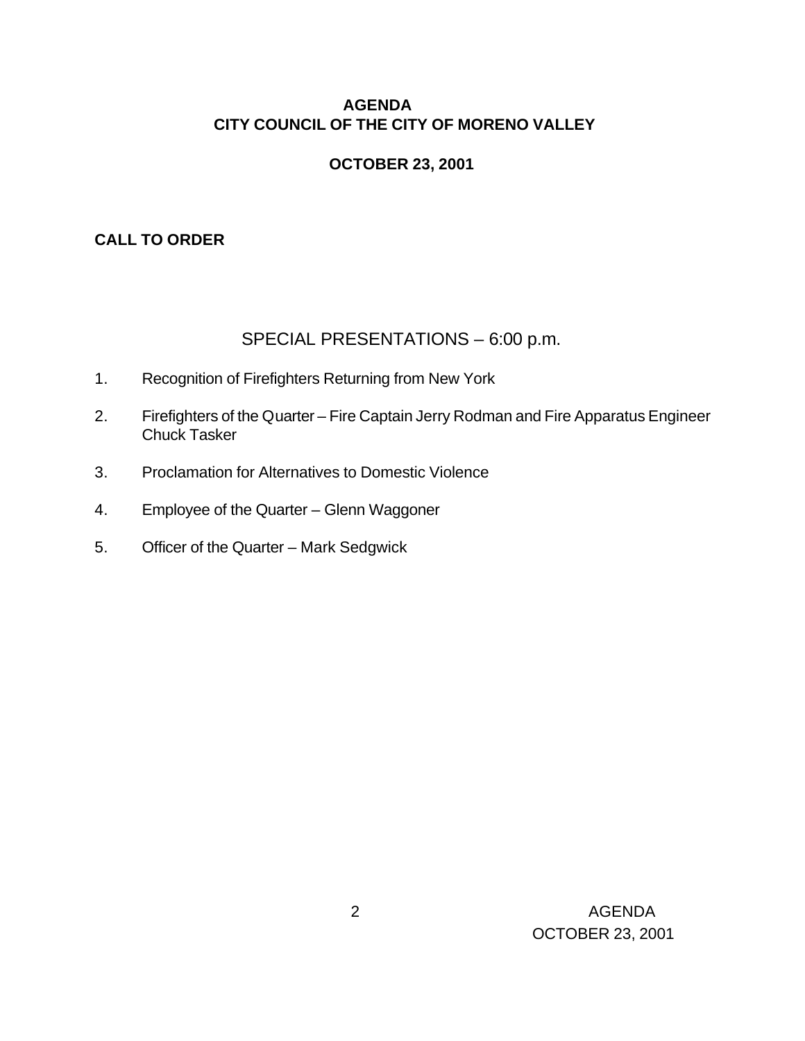# AGENDA
# CITY COUNCIL OF THE CITY OF MORENO VALLEY

## OCTOBER 23, 2001

**CALL TO ORDER**

## SPECIAL PRESENTATIONS – 6:00 p.m.

1. Recognition of Firefighters Returning from New York

2. Firefighters of the Quarter – Fire Captain Jerry Rodman and Fire Apparatus Engineer Chuck Tasker

3. Proclamation for Alternatives to Domestic Violence

4. Employee of the Quarter – Glenn Waggoner

5. Officer of the Quarter – Mark Sedgwick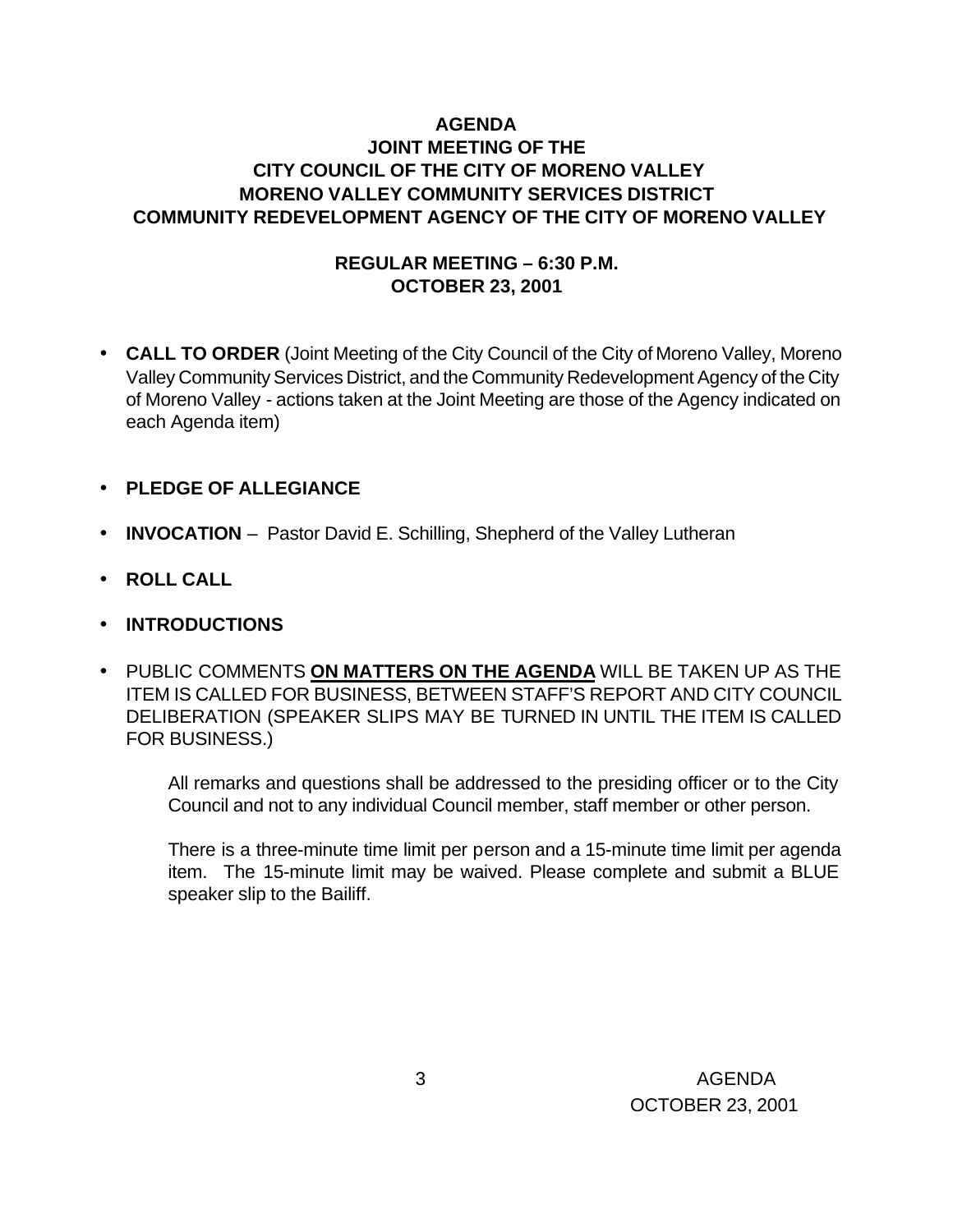# AGENDA
## JOINT MEETING OF THE
## CITY COUNCIL OF THE CITY OF MORENO VALLEY
## MORENO VALLEY COMMUNITY SERVICES DISTRICT
## COMMUNITY REDEVELOPMENT AGENCY OF THE CITY OF MORENO VALLEY

### REGULAR MEETING – 6:30 P.M.
### OCTOBER 23, 2001

- **CALL TO ORDER** (Joint Meeting of the City Council of the City of Moreno Valley, Moreno Valley Community Services District, and the Community Redevelopment Agency of the City of Moreno Valley - actions taken at the Joint Meeting are those of the Agency indicated on each Agenda item)

- **PLEDGE OF ALLEGIANCE**

- **INVOCATION** – Pastor David E. Schilling, Shepherd of the Valley Lutheran

- **ROLL CALL**

- **INTRODUCTIONS**

- PUBLIC COMMENTS **ON MATTERS ON THE AGENDA** WILL BE TAKEN UP AS THE ITEM IS CALLED FOR BUSINESS, BETWEEN STAFF'S REPORT AND CITY COUNCIL DELIBERATION (SPEAKER SLIPS MAY BE TURNED IN UNTIL THE ITEM IS CALLED FOR BUSINESS.)

  All remarks and questions shall be addressed to the presiding officer or to the City Council and not to any individual Council member, staff member or other person.

  There is a three-minute time limit per person and a 15-minute time limit per agenda item. The 15-minute limit may be waived. Please complete and submit a BLUE speaker slip to the Bailiff.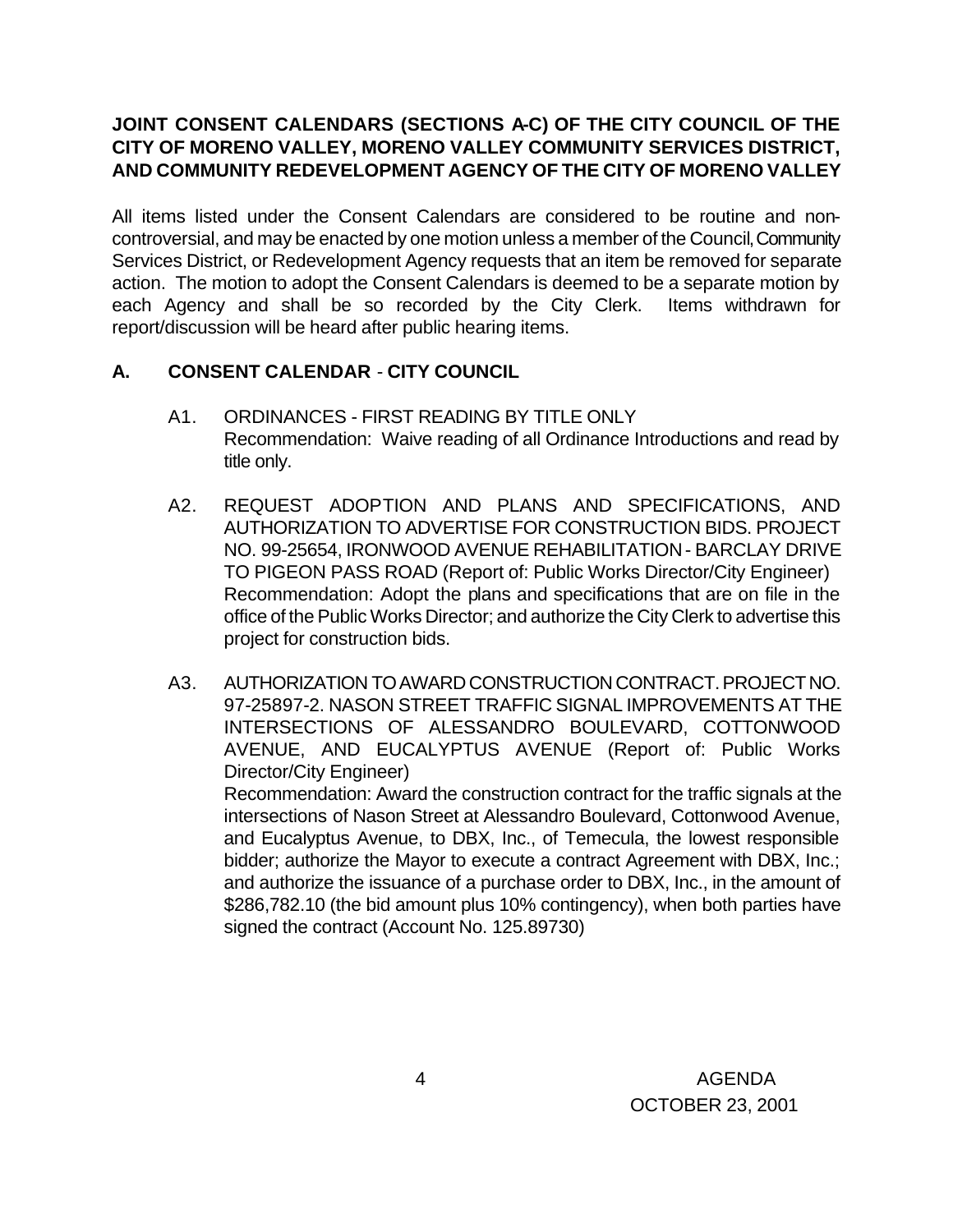**JOINT CONSENT CALENDARS (SECTIONS A-C) OF THE CITY COUNCIL OF THE CITY OF MORENO VALLEY, MORENO VALLEY COMMUNITY SERVICES DISTRICT, AND COMMUNITY REDEVELOPMENT AGENCY OF THE CITY OF MORENO VALLEY**

All items listed under the Consent Calendars are considered to be routine and non-controversial, and may be enacted by one motion unless a member of the Council, Community Services District, or Redevelopment Agency requests that an item be removed for separate action. The motion to adopt the Consent Calendars is deemed to be a separate motion by each Agency and shall be so recorded by the City Clerk. Items withdrawn for report/discussion will be heard after public hearing items.

## A. CONSENT CALENDAR - CITY COUNCIL

A1. ORDINANCES - FIRST READING BY TITLE ONLY
Recommendation: Waive reading of all Ordinance Introductions and read by title only.

A2. REQUEST ADOPTION AND PLANS AND SPECIFICATIONS, AND AUTHORIZATION TO ADVERTISE FOR CONSTRUCTION BIDS. PROJECT NO. 99-25654, IRONWOOD AVENUE REHABILITATION - BARCLAY DRIVE TO PIGEON PASS ROAD (Report of: Public Works Director/City Engineer)
Recommendation: Adopt the plans and specifications that are on file in the office of the Public Works Director; and authorize the City Clerk to advertise this project for construction bids.

A3. AUTHORIZATION TO AWARD CONSTRUCTION CONTRACT. PROJECT NO. 97-25897-2. NASON STREET TRAFFIC SIGNAL IMPROVEMENTS AT THE INTERSECTIONS OF ALESSANDRO BOULEVARD, COTTONWOOD AVENUE, AND EUCALYPTUS AVENUE (Report of: Public Works Director/City Engineer)
Recommendation: Award the construction contract for the traffic signals at the intersections of Nason Street at Alessandro Boulevard, Cottonwood Avenue, and Eucalyptus Avenue, to DBX, Inc., of Temecula, the lowest responsible bidder; authorize the Mayor to execute a contract Agreement with DBX, Inc.; and authorize the issuance of a purchase order to DBX, Inc., in the amount of $286,782.10 (the bid amount plus 10% contingency), when both parties have signed the contract (Account No. 125.89730)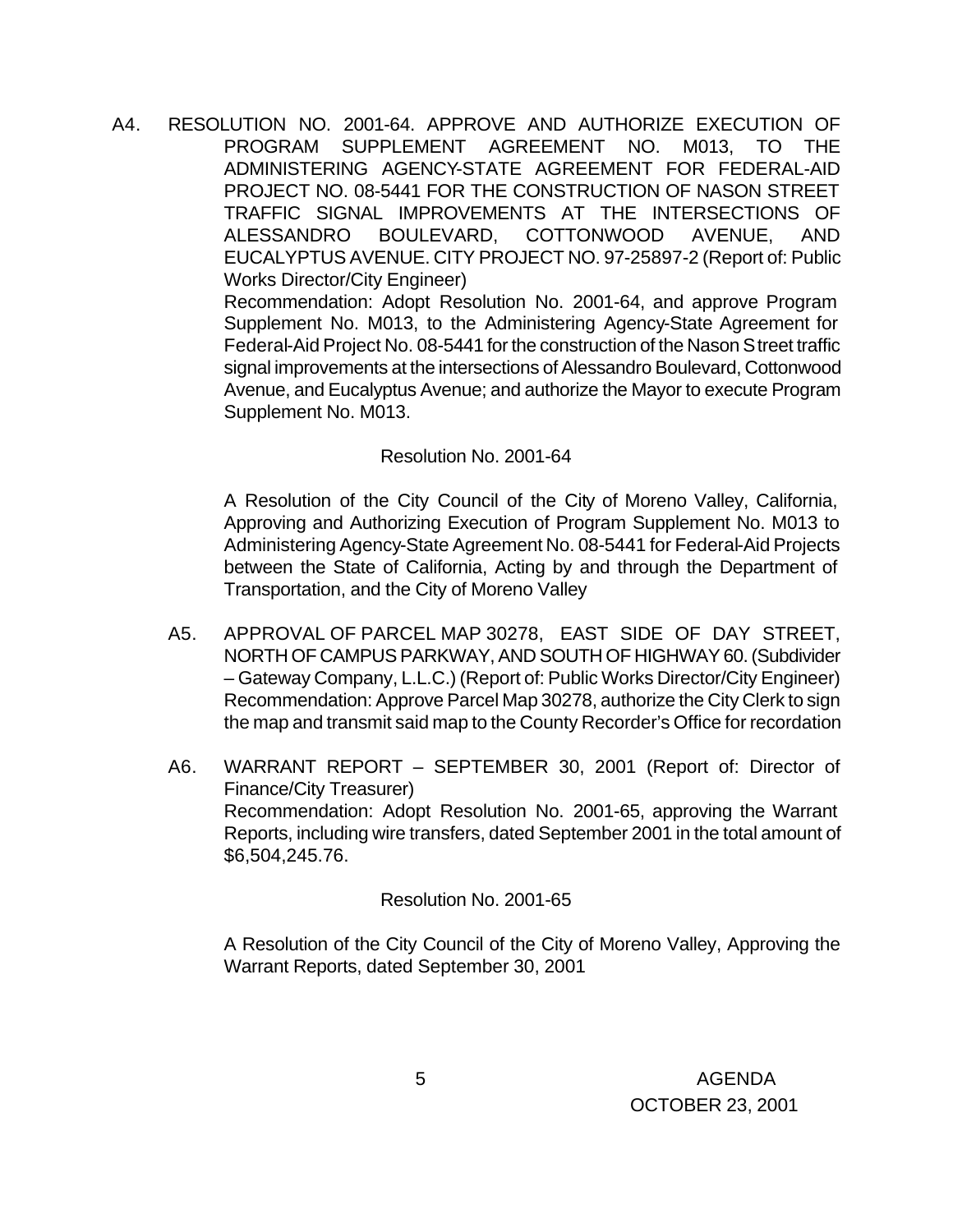A4. RESOLUTION NO. 2001-64. APPROVE AND AUTHORIZE EXECUTION OF PROGRAM SUPPLEMENT AGREEMENT NO. M013, TO THE ADMINISTERING AGENCY-STATE AGREEMENT FOR FEDERAL-AID PROJECT NO. 08-5441 FOR THE CONSTRUCTION OF NASON STREET TRAFFIC SIGNAL IMPROVEMENTS AT THE INTERSECTIONS OF ALESSANDRO BOULEVARD, COTTONWOOD AVENUE, AND EUCALYPTUS AVENUE. CITY PROJECT NO. 97-25897-2 (Report of: Public Works Director/City Engineer)

Recommendation: Adopt Resolution No. 2001-64, and approve Program Supplement No. M013, to the Administering Agency-State Agreement for Federal-Aid Project No. 08-5441 for the construction of the Nason Street traffic signal improvements at the intersections of Alessandro Boulevard, Cottonwood Avenue, and Eucalyptus Avenue; and authorize the Mayor to execute Program Supplement No. M013.

Resolution No. 2001-64

A Resolution of the City Council of the City of Moreno Valley, California, Approving and Authorizing Execution of Program Supplement No. M013 to Administering Agency-State Agreement No. 08-5441 for Federal-Aid Projects between the State of California, Acting by and through the Department of Transportation, and the City of Moreno Valley

A5. APPROVAL OF PARCEL MAP 30278, EAST SIDE OF DAY STREET, NORTH OF CAMPUS PARKWAY, AND SOUTH OF HIGHWAY 60. (Subdivider – Gateway Company, L.L.C.) (Report of: Public Works Director/City Engineer)

Recommendation: Approve Parcel Map 30278, authorize the City Clerk to sign the map and transmit said map to the County Recorder's Office for recordation

A6. WARRANT REPORT – SEPTEMBER 30, 2001 (Report of: Director of Finance/City Treasurer)

Recommendation: Adopt Resolution No. 2001-65, approving the Warrant Reports, including wire transfers, dated September 2001 in the total amount of $6,504,245.76.

Resolution No. 2001-65

A Resolution of the City Council of the City of Moreno Valley, Approving the Warrant Reports, dated September 30, 2001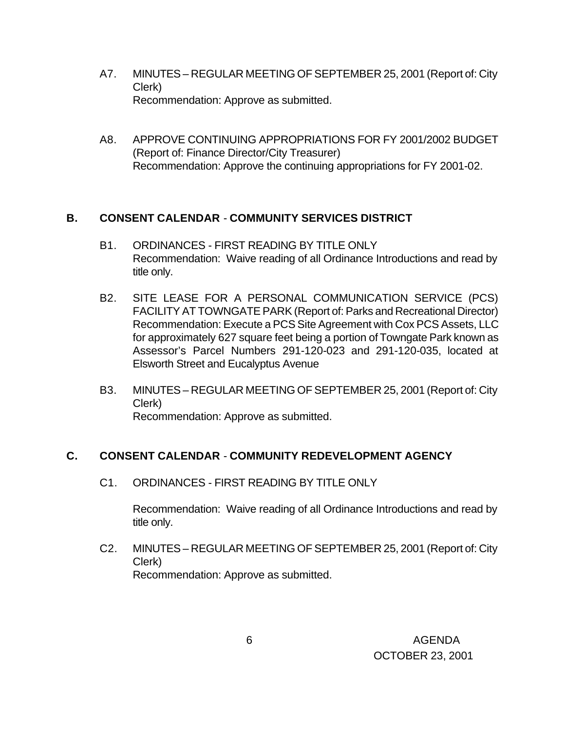A7. MINUTES – REGULAR MEETING OF SEPTEMBER 25, 2001 (Report of: City Clerk)
Recommendation: Approve as submitted.

A8. APPROVE CONTINUING APPROPRIATIONS FOR FY 2001/2002 BUDGET (Report of: Finance Director/City Treasurer)
Recommendation: Approve the continuing appropriations for FY 2001-02.

## B. CONSENT CALENDAR - COMMUNITY SERVICES DISTRICT

B1. ORDINANCES - FIRST READING BY TITLE ONLY
Recommendation: Waive reading of all Ordinance Introductions and read by title only.

B2. SITE LEASE FOR A PERSONAL COMMUNICATION SERVICE (PCS) FACILITY AT TOWNGATE PARK (Report of: Parks and Recreational Director)
Recommendation: Execute a PCS Site Agreement with Cox PCS Assets, LLC for approximately 627 square feet being a portion of Towngate Park known as Assessor's Parcel Numbers 291-120-023 and 291-120-035, located at Elsworth Street and Eucalyptus Avenue

B3. MINUTES – REGULAR MEETING OF SEPTEMBER 25, 2001 (Report of: City Clerk)
Recommendation: Approve as submitted.

## C. CONSENT CALENDAR - COMMUNITY REDEVELOPMENT AGENCY

C1. ORDINANCES - FIRST READING BY TITLE ONLY

Recommendation: Waive reading of all Ordinance Introductions and read by title only.

C2. MINUTES – REGULAR MEETING OF SEPTEMBER 25, 2001 (Report of: City Clerk)
Recommendation: Approve as submitted.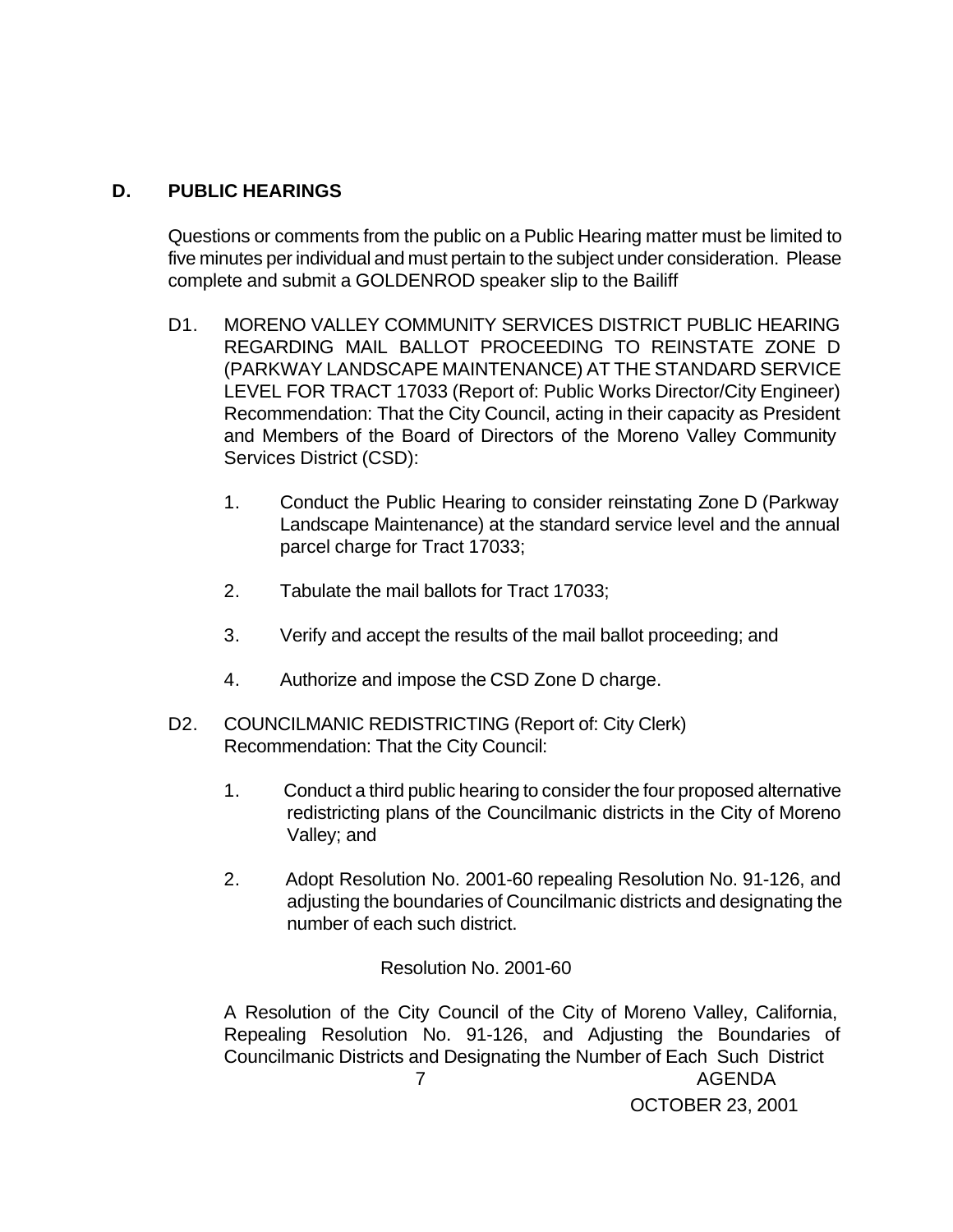## D. PUBLIC HEARINGS

Questions or comments from the public on a Public Hearing matter must be limited to five minutes per individual and must pertain to the subject under consideration. Please complete and submit a GOLDENROD speaker slip to the Bailiff

D1. MORENO VALLEY COMMUNITY SERVICES DISTRICT PUBLIC HEARING REGARDING MAIL BALLOT PROCEEDING TO REINSTATE ZONE D (PARKWAY LANDSCAPE MAINTENANCE) AT THE STANDARD SERVICE LEVEL FOR TRACT 17033 (Report of: Public Works Director/City Engineer) Recommendation: That the City Council, acting in their capacity as President and Members of the Board of Directors of the Moreno Valley Community Services District (CSD):

1. Conduct the Public Hearing to consider reinstating Zone D (Parkway Landscape Maintenance) at the standard service level and the annual parcel charge for Tract 17033;
2. Tabulate the mail ballots for Tract 17033;
3. Verify and accept the results of the mail ballot proceeding; and
4. Authorize and impose the CSD Zone D charge.

D2. COUNCILMANIC REDISTRICTING (Report of: City Clerk) Recommendation: That the City Council:

1. Conduct a third public hearing to consider the four proposed alternative redistricting plans of the Councilmanic districts in the City of Moreno Valley; and
2. Adopt Resolution No. 2001-60 repealing Resolution No. 91-126, and adjusting the boundaries of Councilmanic districts and designating the number of each such district.

Resolution No. 2001-60

A Resolution of the City Council of the City of Moreno Valley, California, Repealing Resolution No. 91-126, and Adjusting the Boundaries of Councilmanic Districts and Designating the Number of Each Such District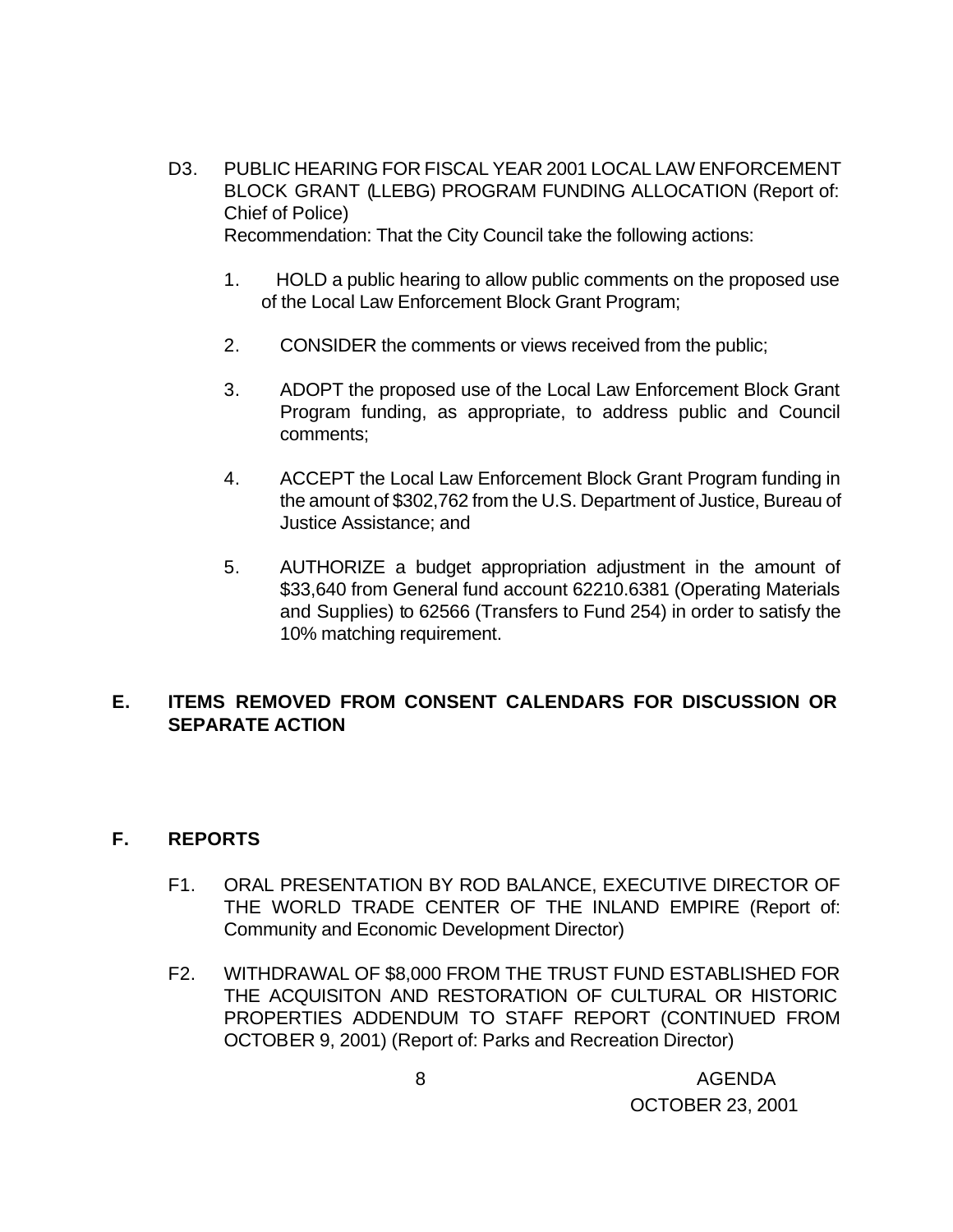D3. PUBLIC HEARING FOR FISCAL YEAR 2001 LOCAL LAW ENFORCEMENT BLOCK GRANT (LLEBG) PROGRAM FUNDING ALLOCATION (Report of: Chief of Police)
Recommendation: That the City Council take the following actions:

1. HOLD a public hearing to allow public comments on the proposed use of the Local Law Enforcement Block Grant Program;

2. CONSIDER the comments or views received from the public;

3. ADOPT the proposed use of the Local Law Enforcement Block Grant Program funding, as appropriate, to address public and Council comments;

4. ACCEPT the Local Law Enforcement Block Grant Program funding in the amount of $302,762 from the U.S. Department of Justice, Bureau of Justice Assistance; and

5. AUTHORIZE a budget appropriation adjustment in the amount of $33,640 from General fund account 62210.6381 (Operating Materials and Supplies) to 62566 (Transfers to Fund 254) in order to satisfy the 10% matching requirement.

## E. ITEMS REMOVED FROM CONSENT CALENDARS FOR DISCUSSION OR SEPARATE ACTION

## F. REPORTS

F1. ORAL PRESENTATION BY ROD BALANCE, EXECUTIVE DIRECTOR OF THE WORLD TRADE CENTER OF THE INLAND EMPIRE (Report of: Community and Economic Development Director)

F2. WITHDRAWAL OF $8,000 FROM THE TRUST FUND ESTABLISHED FOR THE ACQUISITON AND RESTORATION OF CULTURAL OR HISTORIC PROPERTIES ADDENDUM TO STAFF REPORT (CONTINUED FROM OCTOBER 9, 2001) (Report of: Parks and Recreation Director)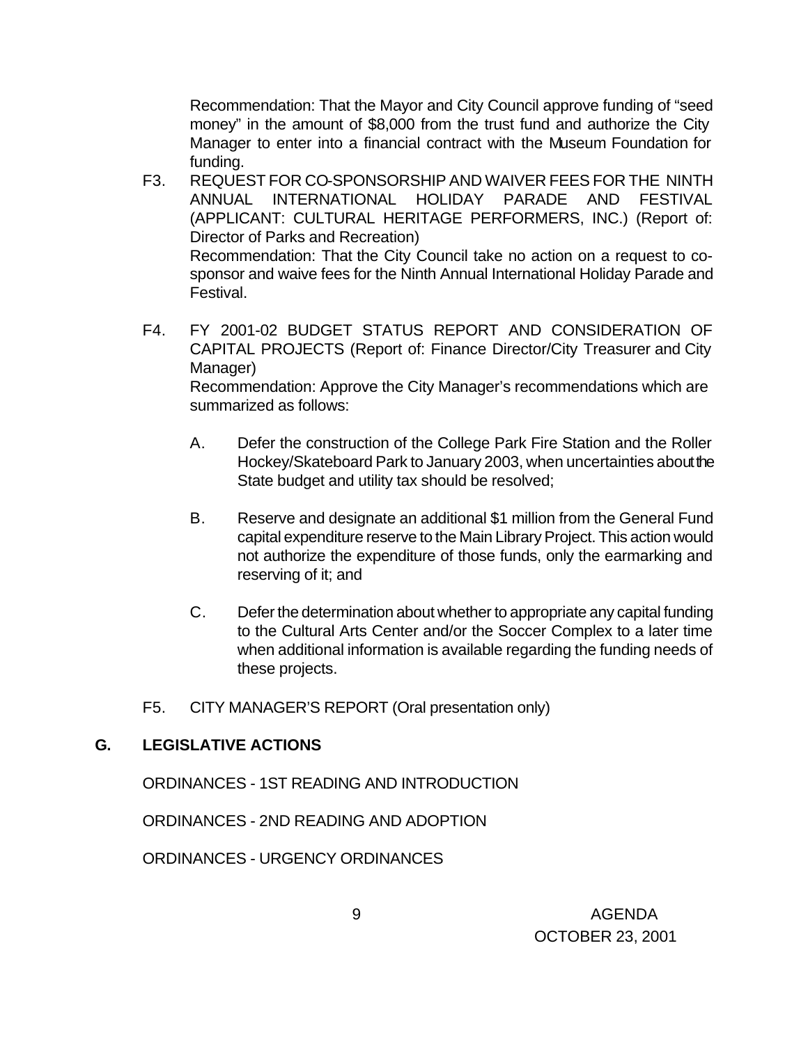Recommendation: That the Mayor and City Council approve funding of "seed money" in the amount of $8,000 from the trust fund and authorize the City Manager to enter into a financial contract with the Museum Foundation for funding.

F3. REQUEST FOR CO-SPONSORSHIP AND WAIVER FEES FOR THE NINTH ANNUAL INTERNATIONAL HOLIDAY PARADE AND FESTIVAL (APPLICANT: CULTURAL HERITAGE PERFORMERS, INC.) (Report of: Director of Parks and Recreation)
Recommendation: That the City Council take no action on a request to co-sponsor and waive fees for the Ninth Annual International Holiday Parade and Festival.

F4. FY 2001-02 BUDGET STATUS REPORT AND CONSIDERATION OF CAPITAL PROJECTS (Report of: Finance Director/City Treasurer and City Manager)
Recommendation: Approve the City Manager's recommendations which are summarized as follows:

A. Defer the construction of the College Park Fire Station and the Roller Hockey/Skateboard Park to January 2003, when uncertainties about the State budget and utility tax should be resolved;

B. Reserve and designate an additional $1 million from the General Fund capital expenditure reserve to the Main Library Project. This action would not authorize the expenditure of those funds, only the earmarking and reserving of it; and

C. Defer the determination about whether to appropriate any capital funding to the Cultural Arts Center and/or the Soccer Complex to a later time when additional information is available regarding the funding needs of these projects.

F5. CITY MANAGER'S REPORT (Oral presentation only)

## G. LEGISLATIVE ACTIONS

ORDINANCES - 1ST READING AND INTRODUCTION

ORDINANCES - 2ND READING AND ADOPTION

ORDINANCES - URGENCY ORDINANCES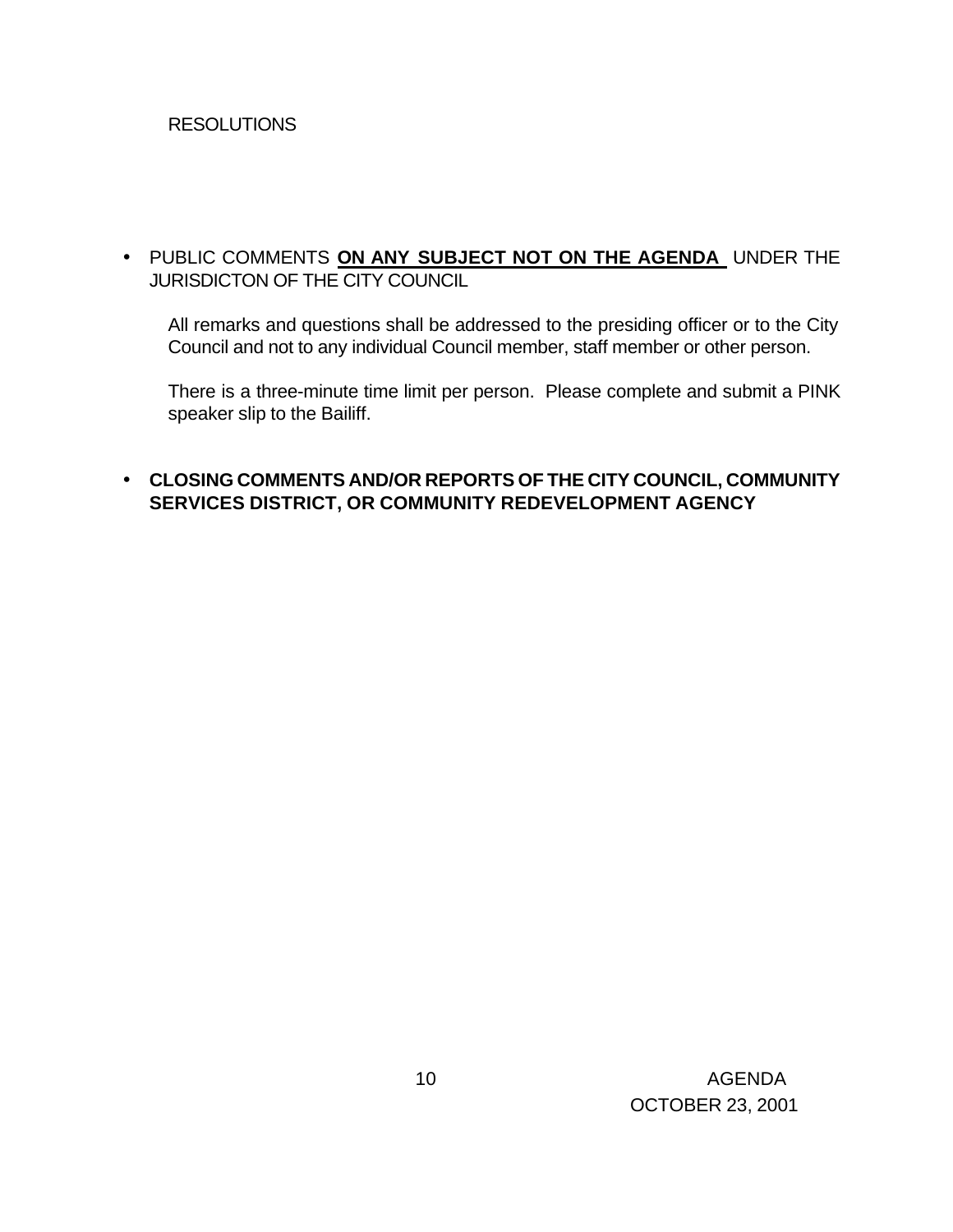RESOLUTIONS

- PUBLIC COMMENTS **ON ANY SUBJECT NOT ON THE AGENDA** UNDER THE JURISDICTON OF THE CITY COUNCIL

  All remarks and questions shall be addressed to the presiding officer or to the City Council and not to any individual Council member, staff member or other person.

  There is a three-minute time limit per person. Please complete and submit a PINK speaker slip to the Bailiff.

- **CLOSING COMMENTS AND/OR REPORTS OF THE CITY COUNCIL, COMMUNITY SERVICES DISTRICT, OR COMMUNITY REDEVELOPMENT AGENCY**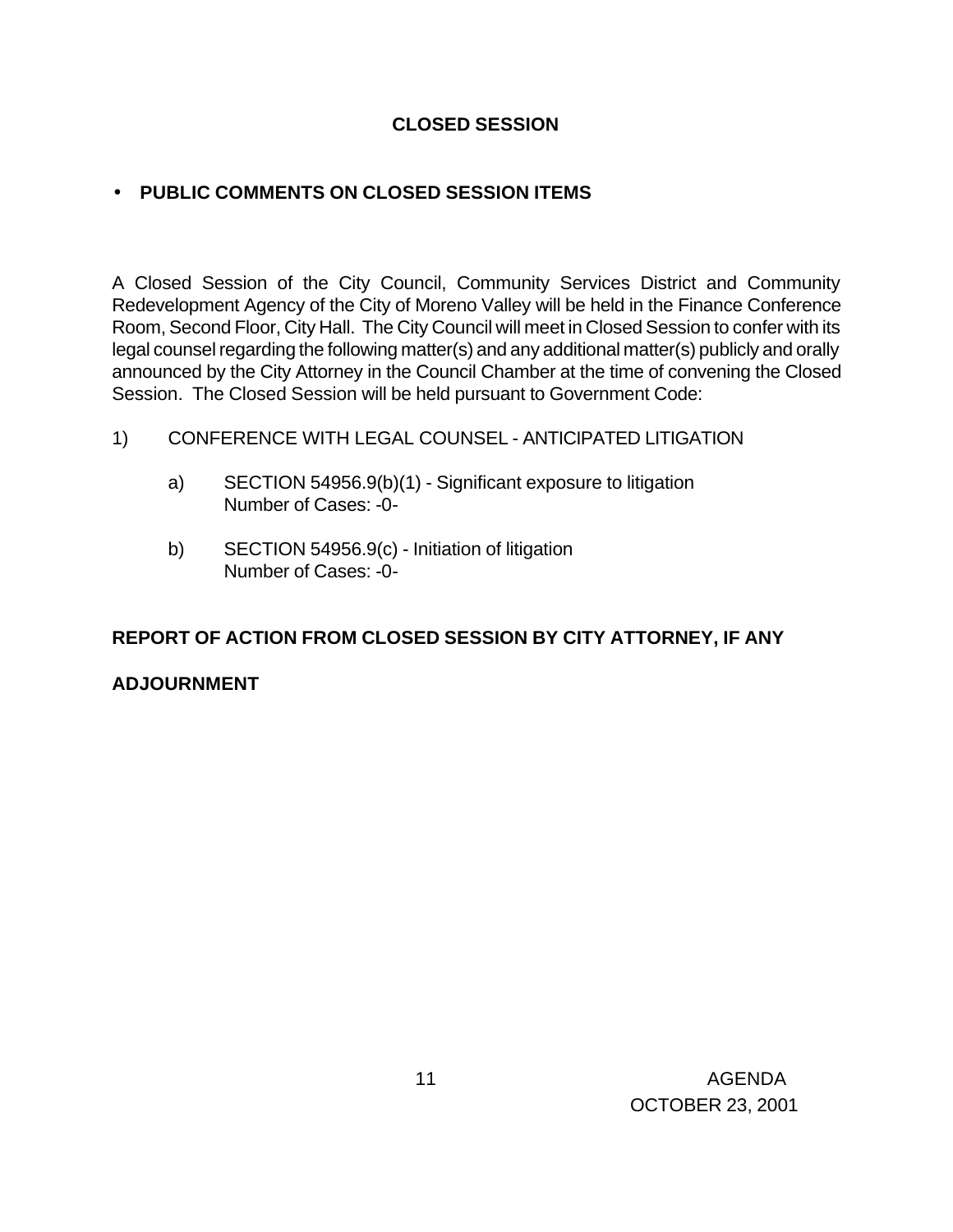## CLOSED SESSION

- **PUBLIC COMMENTS ON CLOSED SESSION ITEMS**

A Closed Session of the City Council, Community Services District and Community Redevelopment Agency of the City of Moreno Valley will be held in the Finance Conference Room, Second Floor, City Hall. The City Council will meet in Closed Session to confer with its legal counsel regarding the following matter(s) and any additional matter(s) publicly and orally announced by the City Attorney in the Council Chamber at the time of convening the Closed Session. The Closed Session will be held pursuant to Government Code:

1) CONFERENCE WITH LEGAL COUNSEL - ANTICIPATED LITIGATION

   a) SECTION 54956.9(b)(1) - Significant exposure to litigation
      Number of Cases: -0-

   b) SECTION 54956.9(c) - Initiation of litigation
      Number of Cases: -0-

**REPORT OF ACTION FROM CLOSED SESSION BY CITY ATTORNEY, IF ANY**

**ADJOURNMENT**